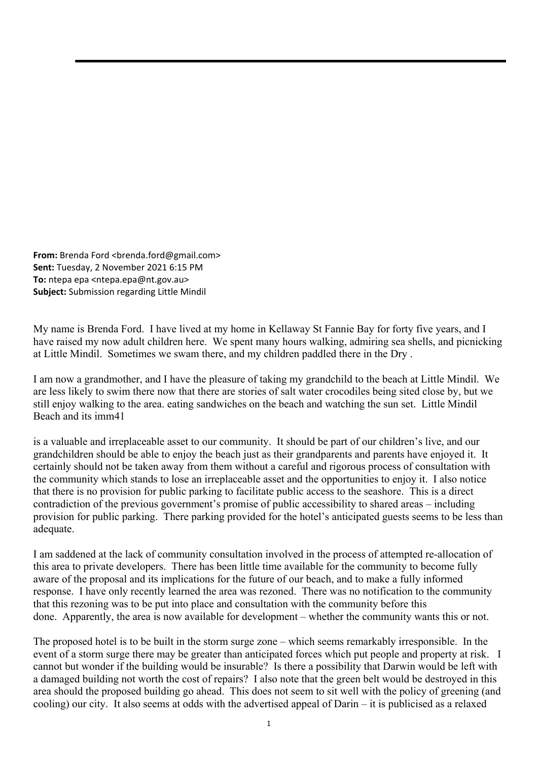**From:** Brenda Ford <brenda.ford@gmail.com>
**Sent:** Tuesday, 2 November 2021 6:15 PM
**To:** ntepa epa <ntepa.epa@nt.gov.au>
**Subject:** Submission regarding Little Mindil

My name is Brenda Ford. I have lived at my home in Kellaway St Fannie Bay for forty five years, and I have raised my now adult children here. We spent many hours walking, admiring sea shells, and picnicking at Little Mindil. Sometimes we swam there, and my children paddled there in the Dry .

I am now a grandmother, and I have the pleasure of taking my grandchild to the beach at Little Mindil. We are less likely to swim there now that there are stories of salt water crocodiles being sited close by, but we still enjoy walking to the area. eating sandwiches on the beach and watching the sun set. Little Mindil Beach and its imm41

is a valuable and irreplaceable asset to our community. It should be part of our children's live, and our grandchildren should be able to enjoy the beach just as their grandparents and parents have enjoyed it. It certainly should not be taken away from them without a careful and rigorous process of consultation with the community which stands to lose an irreplaceable asset and the opportunities to enjoy it. I also notice that there is no provision for public parking to facilitate public access to the seashore. This is a direct contradiction of the previous government's promise of public accessibility to shared areas – including provision for public parking. There parking provided for the hotel's anticipated guests seems to be less than adequate.

I am saddened at the lack of community consultation involved in the process of attempted re-allocation of this area to private developers. There has been little time available for the community to become fully aware of the proposal and its implications for the future of our beach, and to make a fully informed response. I have only recently learned the area was rezoned. There was no notification to the community that this rezoning was to be put into place and consultation with the community before this done. Apparently, the area is now available for development – whether the community wants this or not.

The proposed hotel is to be built in the storm surge zone – which seems remarkably irresponsible. In the event of a storm surge there may be greater than anticipated forces which put people and property at risk. I cannot but wonder if the building would be insurable? Is there a possibility that Darwin would be left with a damaged building not worth the cost of repairs? I also note that the green belt would be destroyed in this area should the proposed building go ahead. This does not seem to sit well with the policy of greening (and cooling) our city. It also seems at odds with the advertised appeal of Darin – it is publicised as a relaxed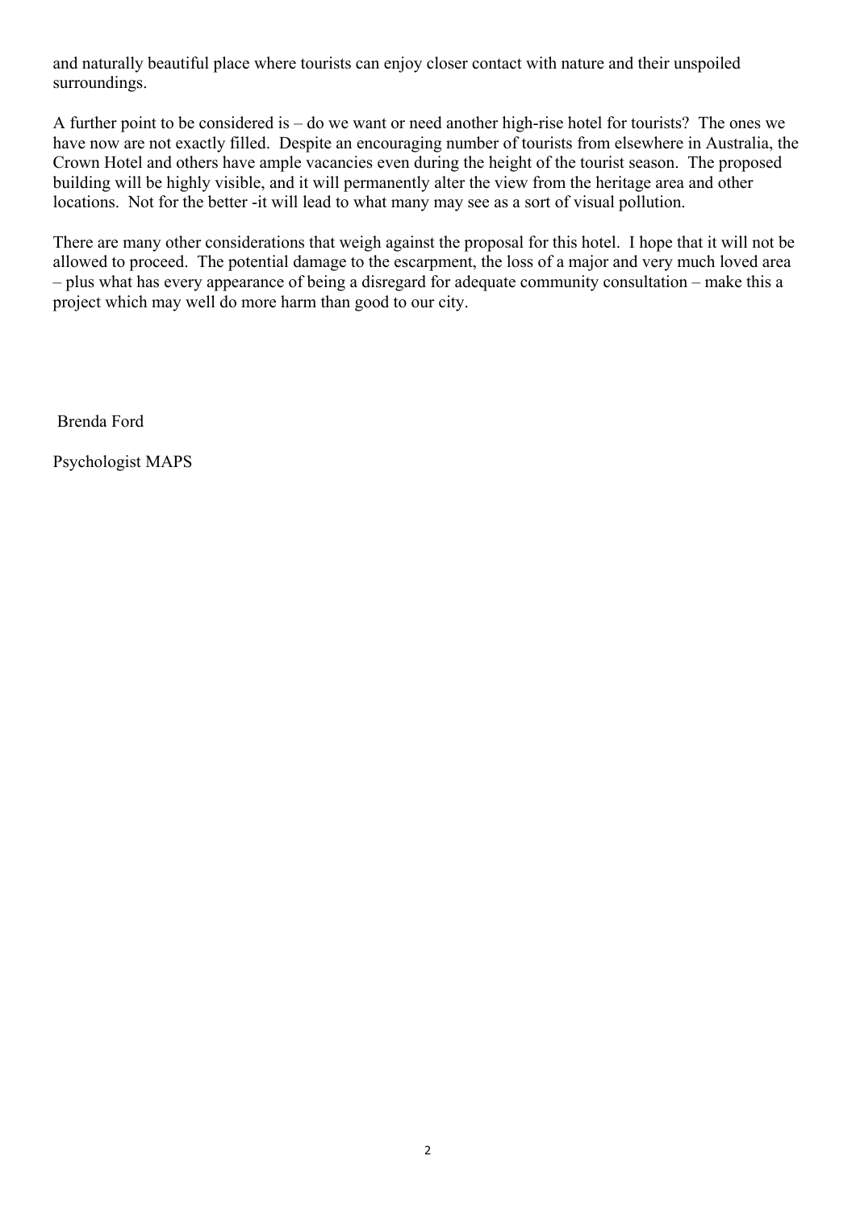and naturally beautiful place where tourists can enjoy closer contact with nature and their unspoiled surroundings.

A further point to be considered is – do we want or need another high-rise hotel for tourists? The ones we have now are not exactly filled. Despite an encouraging number of tourists from elsewhere in Australia, the Crown Hotel and others have ample vacancies even during the height of the tourist season. The proposed building will be highly visible, and it will permanently alter the view from the heritage area and other locations. Not for the better -it will lead to what many may see as a sort of visual pollution.

There are many other considerations that weigh against the proposal for this hotel. I hope that it will not be allowed to proceed. The potential damage to the escarpment, the loss of a major and very much loved area – plus what has every appearance of being a disregard for adequate community consultation – make this a project which may well do more harm than good to our city.

Brenda Ford

Psychologist MAPS